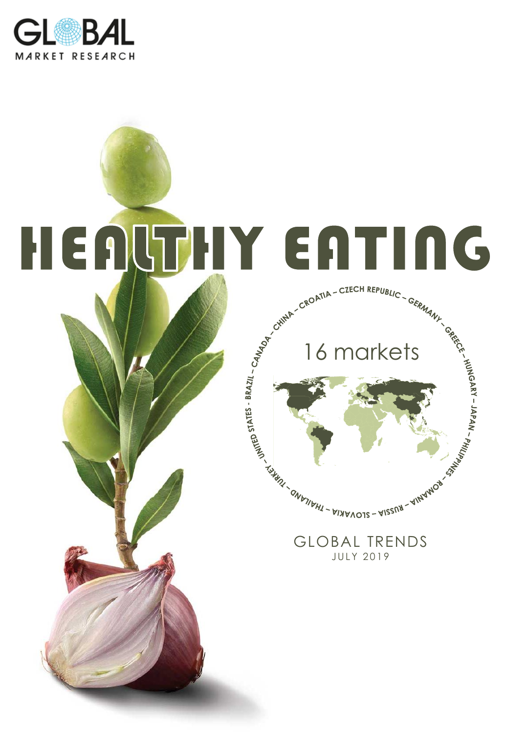GLOBAL MARKET RESEARCH

# HEALTHY EATING

CROATIA – CZECH REPUBLIC – GERMANY – GREECE – HUNGARY – JAPAN – PHILIPPINES – ROMANIA – RUSSIA – SLOVAKIA – THAILAND – TURKEY – UNITED STATES - BRAZIL – CANADA – CHINA

16 markets

GLOBAL TRENDS

JULY 2019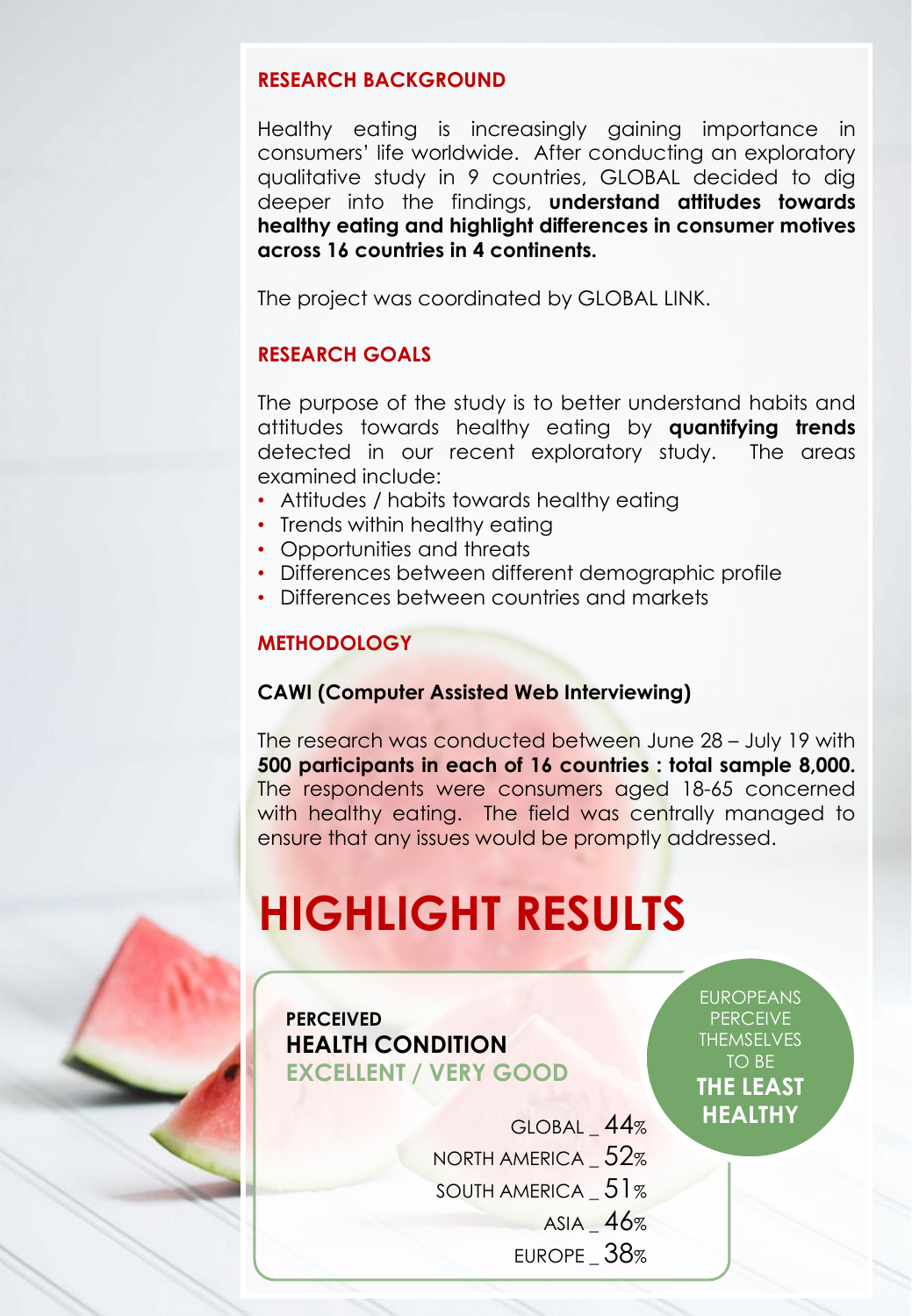## RESEARCH BACKGROUND

Healthy eating is increasingly gaining importance in consumers' life worldwide. After conducting an exploratory qualitative study in 9 countries, GLOBAL decided to dig deeper into the findings, **understand attitudes towards healthy eating and highlight differences in consumer motives across 16 countries in 4 continents.**

The project was coordinated by GLOBAL LINK.

## RESEARCH GOALS

The purpose of the study is to better understand habits and attitudes towards healthy eating by **quantifying trends** detected in our recent exploratory study. The areas examined include:

- Attitudes / habits towards healthy eating
- Trends within healthy eating
- Opportunities and threats
- Differences between different demographic profile
- Differences between countries and markets

## METHODOLOGY

**CAWI (Computer Assisted Web Interviewing)**

The research was conducted between June 28 – July 19 with **500 participants in each of 16 countries : total sample 8,000.** The respondents were consumers aged 18-65 concerned with healthy eating. The field was centrally managed to ensure that any issues would be promptly addressed.

# HIGHLIGHT RESULTS

**PERCEIVED**
**HEALTH CONDITION**
**EXCELLENT / VERY GOOD**

GLOBAL _ 44%
NORTH AMERICA _ 52%
SOUTH AMERICA _ 51%
ASIA _ 46%
EUROPE _ 38%

EUROPEANS PERCEIVE THEMSELVES TO BE **THE LEAST HEALTHY**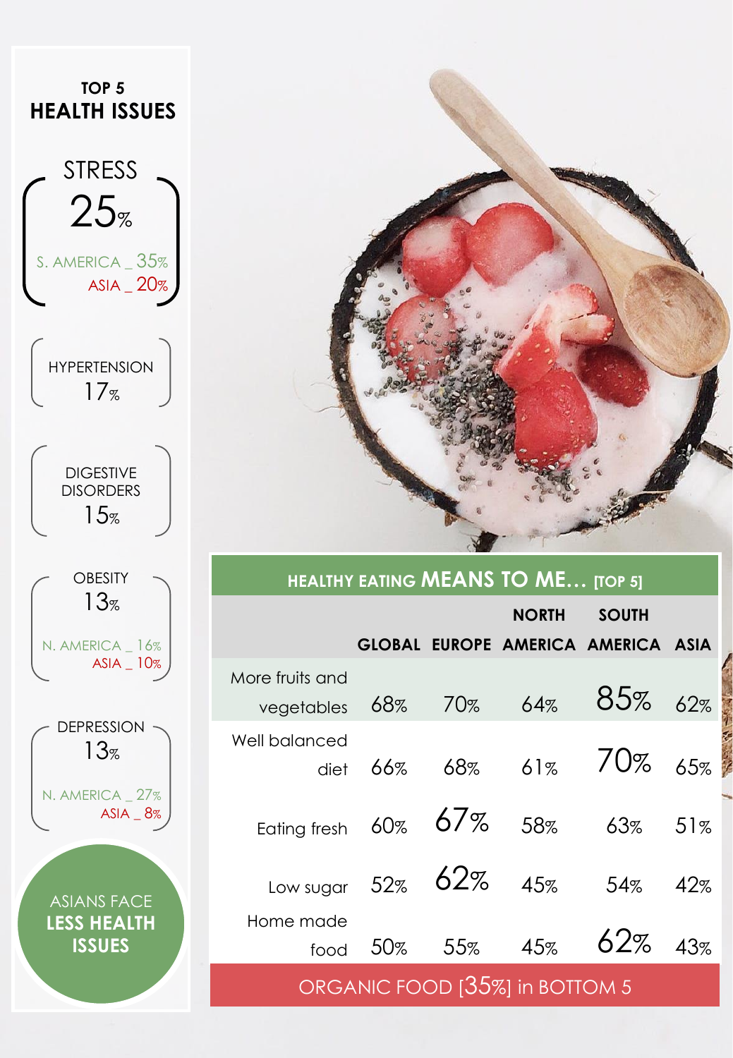## TOP 5 HEALTH ISSUES

**STRESS**
25%
S. AMERICA _ 35%
ASIA _ 20%

**HYPERTENSION**
17%

**DIGESTIVE DISORDERS**
15%

**OBESITY**
13%
N. AMERICA _ 16%
ASIA _ 10%

**DEPRESSION**
13%
N. AMERICA _ 27%
ASIA _ 8%

ASIANS FACE **LESS HEALTH ISSUES**

## HEALTHY EATING MEANS TO ME... [TOP 5]

| | GLOBAL | EUROPE | NORTH AMERICA | SOUTH AMERICA | ASIA |
|---|---|---|---|---|---|
| More fruits and vegetables | 68% | 70% | 64% | 85% | 62% |
| Well balanced diet | 66% | 68% | 61% | 70% | 65% |
| Eating fresh | 60% | 67% | 58% | 63% | 51% |
| Low sugar | 52% | 62% | 45% | 54% | 42% |
| Home made food | 50% | 55% | 45% | 62% | 43% |

ORGANIC FOOD [35%] in BOTTOM 5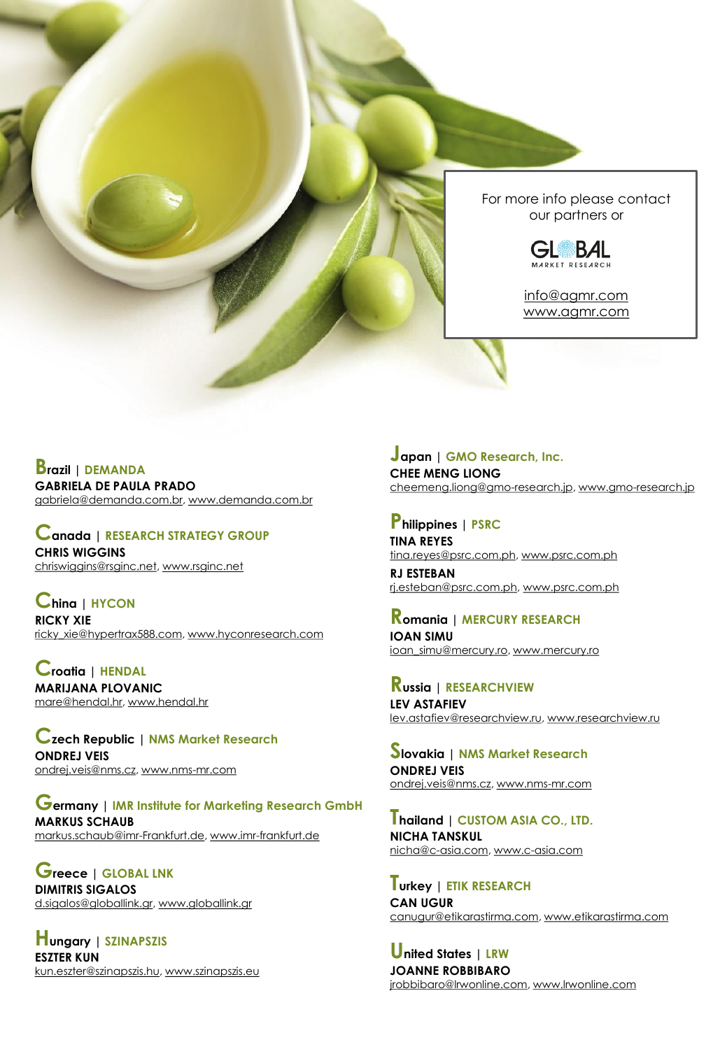For more info please contact our partners or

GLOBAL MARKET RESEARCH

info@agmr.com
www.agmr.com

**Brazil** | **DEMANDA**
**GABRIELA DE PAULA PRADO**
gabriela@demanda.com.br, www.demanda.com.br

**Canada** | **RESEARCH STRATEGY GROUP**
**CHRIS WIGGINS**
chriswiggins@rsginc.net, www.rsginc.net

**China** | **HYCON**
**RICKY XIE**
ricky_xie@hypertrax588.com, www.hyconresearch.com

**Croatia** | **HENDAL**
**MARIJANA PLOVANIC**
mare@hendal.hr, www.hendal.hr

**Czech Republic** | **NMS Market Research**
**ONDREJ VEIS**
ondrej.veis@nms.cz, www.nms-mr.com

**Germany** | **IMR Institute for Marketing Research GmbH**
**MARKUS SCHAUB**
markus.schaub@imr-Frankfurt.de, www.imr-frankfurt.de

**Greece** | **GLOBAL LNK**
**DIMITRIS SIGALOS**
d.sigalos@globallink.gr, www.globallink.gr

**Hungary** | **SZINAPSZIS**
**ESZTER KUN**
kun.eszter@szinapszis.hu, www.szinapszis.eu

**Japan** | **GMO Research, Inc.**
**CHEE MENG LIONG**
cheemeng.liong@gmo-research.jp, www.gmo-research.jp

**Philippines** | **PSRC**
**TINA REYES**
tina.reyes@psrc.com.ph, www.psrc.com.ph

**RJ ESTEBAN**
rj.esteban@psrc.com.ph, www.psrc.com.ph

**Romania** | **MERCURY RESEARCH**
**IOAN SIMU**
ioan_simu@mercury.ro, www.mercury.ro

**Russia** | **RESEARCHVIEW**
**LEV ASTAFIEV**
lev.astafiev@researchview.ru, www.researchview.ru

**Slovakia** | **NMS Market Research**
**ONDREJ VEIS**
ondrej.veis@nms.cz, www.nms-mr.com

**Thailand** | **CUSTOM ASIA CO., LTD.**
**NICHA TANSKUL**
nicha@c-asia.com, www.c-asia.com

**Turkey** | **ETIK RESEARCH**
**CAN UGUR**
canugur@etikarastirma.com, www.etikarastirma.com

**United States** | **LRW**
**JOANNE ROBBIBARO**
jrobbibaro@lrwonline.com, www.lrwonline.com